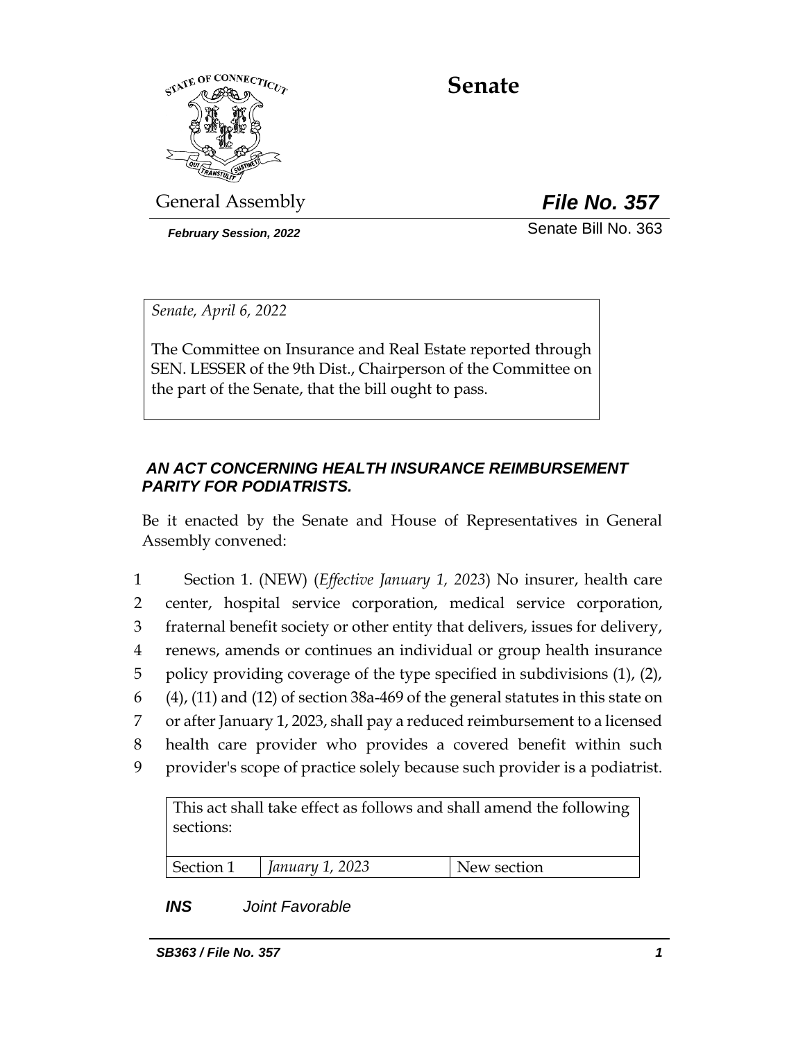# Senate

General Assembly

***File No. 357***

***February Session, 2022***

Senate Bill No. 363

*Senate, April 6, 2022*

The Committee on Insurance and Real Estate reported through SEN. LESSER of the 9th Dist., Chairperson of the Committee on the part of the Senate, that the bill ought to pass.

## *AN ACT CONCERNING HEALTH INSURANCE REIMBURSEMENT PARITY FOR PODIATRISTS.*

Be it enacted by the Senate and House of Representatives in General Assembly convened:

1 Section 1. (NEW) (*Effective January 1, 2023*) No insurer, health care
2 center, hospital service corporation, medical service corporation,
3 fraternal benefit society or other entity that delivers, issues for delivery,
4 renews, amends or continues an individual or group health insurance
5 policy providing coverage of the type specified in subdivisions (1), (2),
6 (4), (11) and (12) of section 38a-469 of the general statutes in this state on
7 or after January 1, 2023, shall pay a reduced reimbursement to a licensed
8 health care provider who provides a covered benefit within such
9 provider's scope of practice solely because such provider is a podiatrist.

| This act shall take effect as follows and shall amend the following sections: | | |
|---|---|---|
| Section 1 | *January 1, 2023* | New section |

***INS*** *Joint Favorable*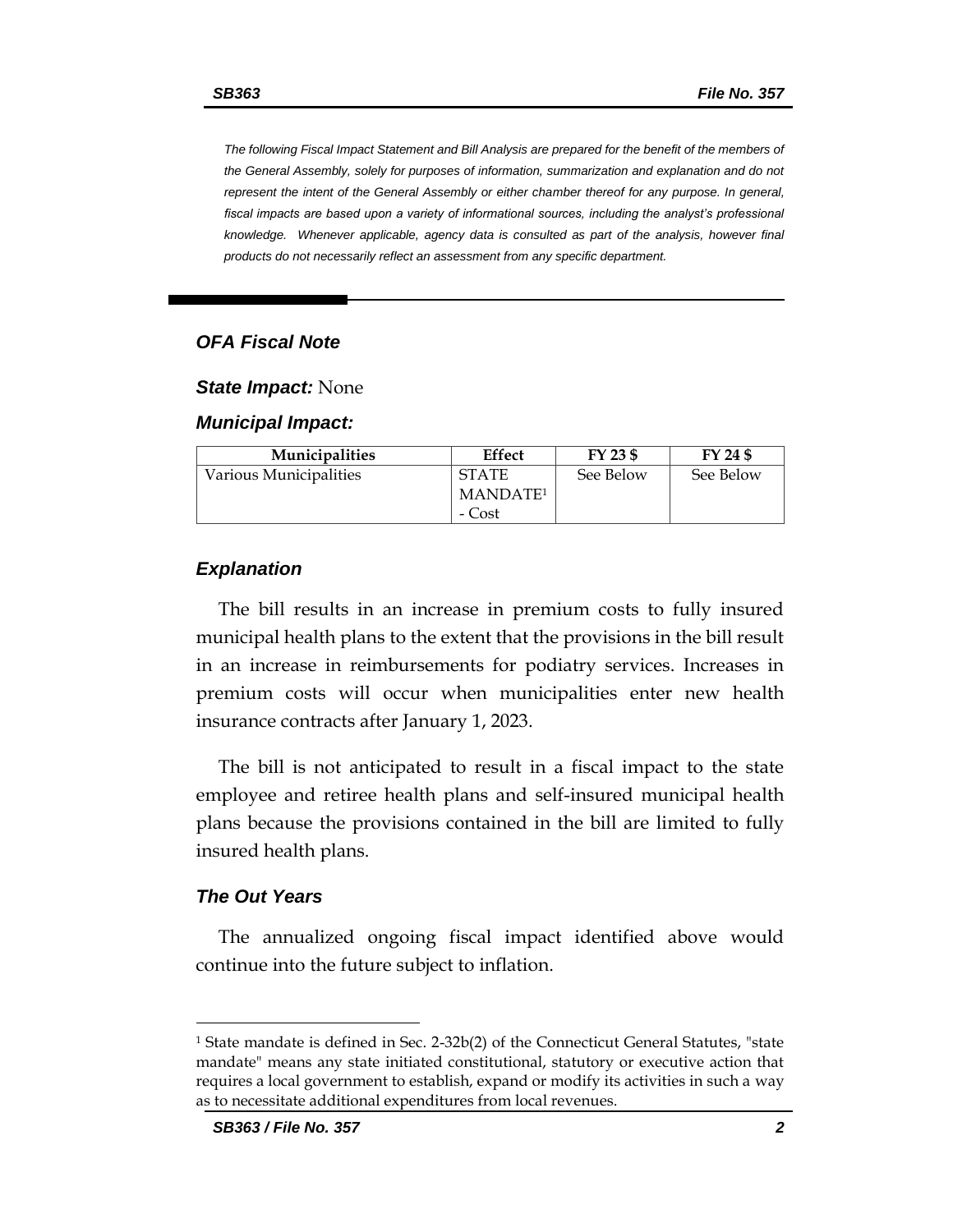*The following Fiscal Impact Statement and Bill Analysis are prepared for the benefit of the members of the General Assembly, solely for purposes of information, summarization and explanation and do not represent the intent of the General Assembly or either chamber thereof for any purpose. In general, fiscal impacts are based upon a variety of informational sources, including the analyst's professional knowledge. Whenever applicable, agency data is consulted as part of the analysis, however final products do not necessarily reflect an assessment from any specific department.*

---

## OFA Fiscal Note

***State Impact:*** None

***Municipal Impact:***

| Municipalities | Effect | FY 23 $ | FY 24 $ |
|---|---|---|---|
| Various Municipalities | STATE MANDATE[1] - Cost | See Below | See Below |

### Explanation

The bill results in an increase in premium costs to fully insured municipal health plans to the extent that the provisions in the bill result in an increase in reimbursements for podiatry services. Increases in premium costs will occur when municipalities enter new health insurance contracts after January 1, 2023.

The bill is not anticipated to result in a fiscal impact to the state employee and retiree health plans and self-insured municipal health plans because the provisions contained in the bill are limited to fully insured health plans.

### The Out Years

The annualized ongoing fiscal impact identified above would continue into the future subject to inflation.

---

[1] State mandate is defined in Sec. 2-32b(2) of the Connecticut General Statutes, "state mandate" means any state initiated constitutional, statutory or executive action that requires a local government to establish, expand or modify its activities in such a way as to necessitate additional expenditures from local revenues.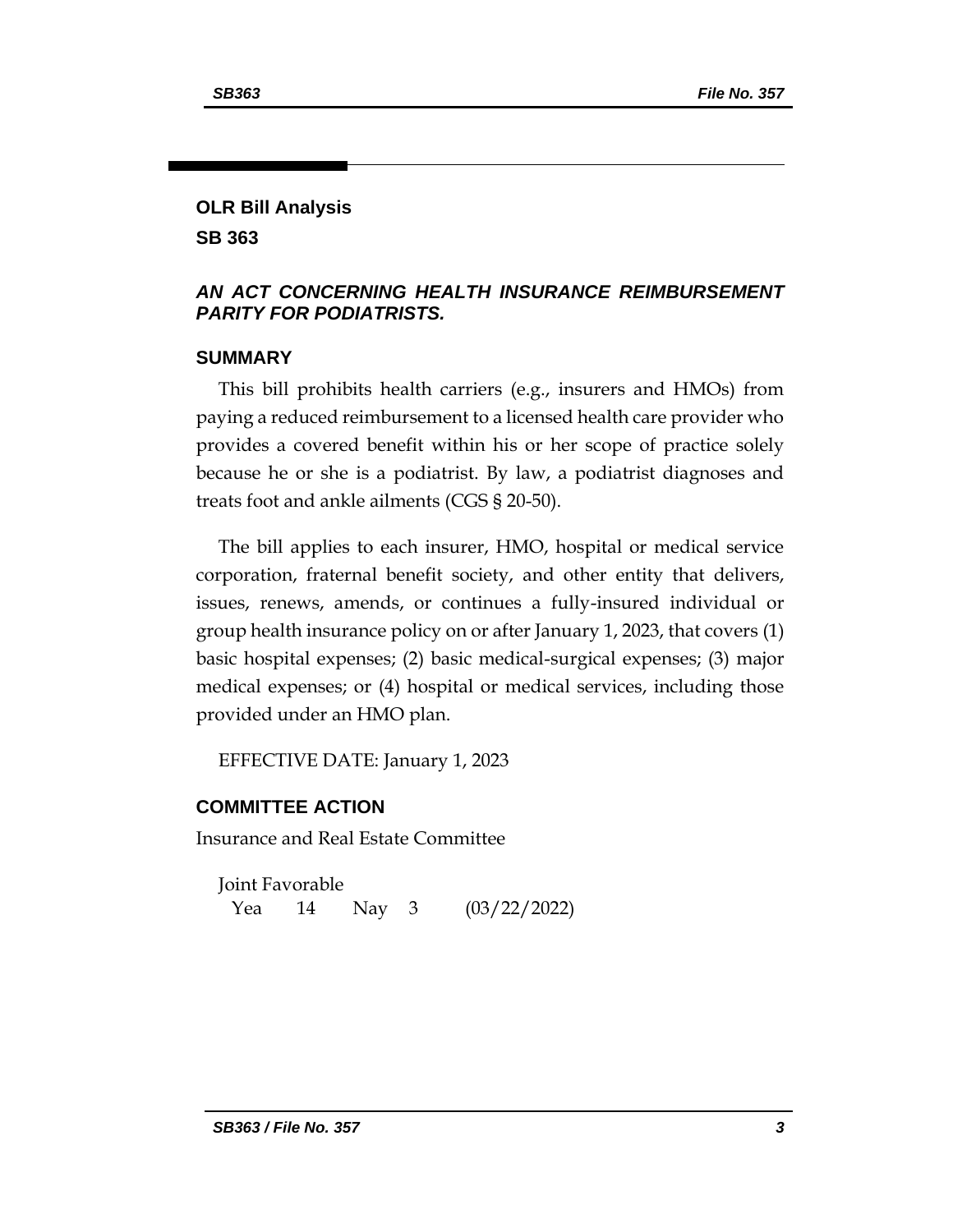## OLR Bill Analysis

## SB 363

### *AN ACT CONCERNING HEALTH INSURANCE REIMBURSEMENT PARITY FOR PODIATRISTS.*

### SUMMARY

This bill prohibits health carriers (e.g., insurers and HMOs) from paying a reduced reimbursement to a licensed health care provider who provides a covered benefit within his or her scope of practice solely because he or she is a podiatrist. By law, a podiatrist diagnoses and treats foot and ankle ailments (CGS § 20-50).

The bill applies to each insurer, HMO, hospital or medical service corporation, fraternal benefit society, and other entity that delivers, issues, renews, amends, or continues a fully-insured individual or group health insurance policy on or after January 1, 2023, that covers (1) basic hospital expenses; (2) basic medical-surgical expenses; (3) major medical expenses; or (4) hospital or medical services, including those provided under an HMO plan.

EFFECTIVE DATE: January 1, 2023

### COMMITTEE ACTION

Insurance and Real Estate Committee

Joint Favorable
Yea 14 Nay 3 (03/22/2022)